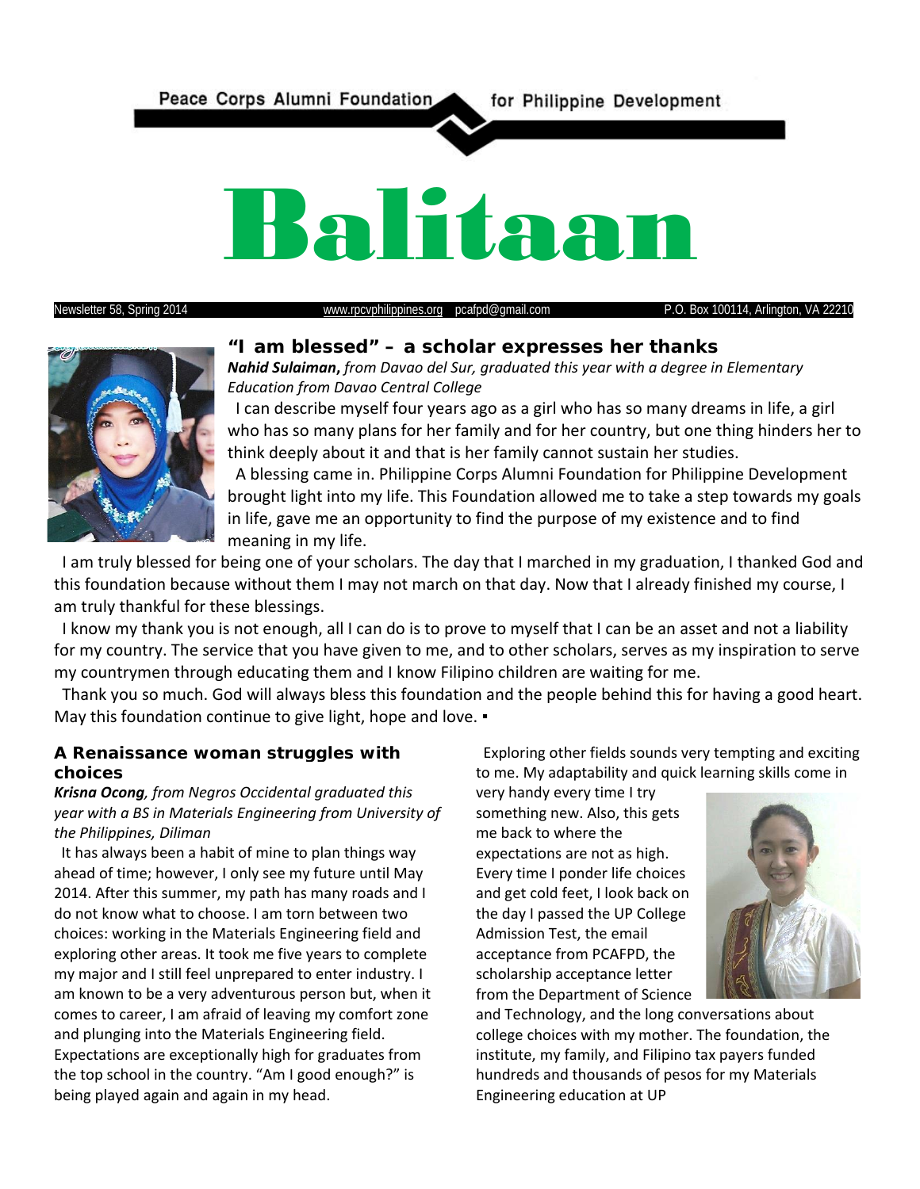Peace Corps Alumni Foundation for Philippine Development

# Balitaan

Newsletter 58, Spring 2014 www.rpcvphilippines.org pcafpd@gmail.com P.O. Box 100114, Arlington, VA 22210

## "I am blessed" – a scholar expresses her thanks

***Nahid Sulaiman**, from Davao del Sur, graduated this year with a degree in Elementary Education from Davao Central College*

I can describe myself four years ago as a girl who has so many dreams in life, a girl who has so many plans for her family and for her country, but one thing hinders her to think deeply about it and that is her family cannot sustain her studies.

A blessing came in. Philippine Corps Alumni Foundation for Philippine Development brought light into my life. This Foundation allowed me to take a step towards my goals in life, gave me an opportunity to find the purpose of my existence and to find meaning in my life.

I am truly blessed for being one of your scholars. The day that I marched in my graduation, I thanked God and this foundation because without them I may not march on that day. Now that I already finished my course, I am truly thankful for these blessings.

I know my thank you is not enough, all I can do is to prove to myself that I can be an asset and not a liability for my country. The service that you have given to me, and to other scholars, serves as my inspiration to serve my countrymen through educating them and I know Filipino children are waiting for me.

Thank you so much. God will always bless this foundation and the people behind this for having a good heart. May this foundation continue to give light, hope and love. ▪

## A Renaissance woman struggles with choices

***Krisna Ocong**, from Negros Occidental graduated this year with a BS in Materials Engineering from University of the Philippines, Diliman*

It has always been a habit of mine to plan things way ahead of time; however, I only see my future until May 2014. After this summer, my path has many roads and I do not know what to choose. I am torn between two choices: working in the Materials Engineering field and exploring other areas. It took me five years to complete my major and I still feel unprepared to enter industry. I am known to be a very adventurous person but, when it comes to career, I am afraid of leaving my comfort zone and plunging into the Materials Engineering field. Expectations are exceptionally high for graduates from the top school in the country. "Am I good enough?" is being played again and again in my head.

Exploring other fields sounds very tempting and exciting to me. My adaptability and quick learning skills come in very handy every time I try something new. Also, this gets me back to where the expectations are not as high. Every time I ponder life choices and get cold feet, I look back on the day I passed the UP College Admission Test, the email acceptance from PCAFPD, the scholarship acceptance letter from the Department of Science and Technology, and the long conversations about college choices with my mother. The foundation, the institute, my family, and Filipino tax payers funded hundreds and thousands of pesos for my Materials Engineering education at UP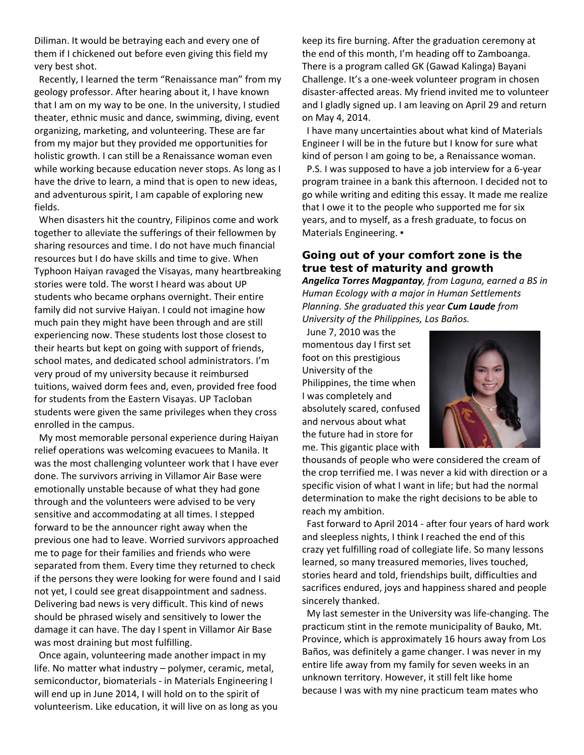Diliman. It would be betraying each and every one of them if I chickened out before even giving this field my very best shot.

Recently, I learned the term "Renaissance man" from my geology professor. After hearing about it, I have known that I am on my way to be one. In the university, I studied theater, ethnic music and dance, swimming, diving, event organizing, marketing, and volunteering. These are far from my major but they provided me opportunities for holistic growth. I can still be a Renaissance woman even while working because education never stops. As long as I have the drive to learn, a mind that is open to new ideas, and adventurous spirit, I am capable of exploring new fields.

When disasters hit the country, Filipinos come and work together to alleviate the sufferings of their fellowmen by sharing resources and time. I do not have much financial resources but I do have skills and time to give. When Typhoon Haiyan ravaged the Visayas, many heartbreaking stories were told. The worst I heard was about UP students who became orphans overnight. Their entire family did not survive Haiyan. I could not imagine how much pain they might have been through and are still experiencing now. These students lost those closest to their hearts but kept on going with support of friends, school mates, and dedicated school administrators. I'm very proud of my university because it reimbursed tuitions, waived dorm fees and, even, provided free food for students from the Eastern Visayas. UP Tacloban students were given the same privileges when they cross enrolled in the campus.

My most memorable personal experience during Haiyan relief operations was welcoming evacuees to Manila. It was the most challenging volunteer work that I have ever done. The survivors arriving in Villamor Air Base were emotionally unstable because of what they had gone through and the volunteers were advised to be very sensitive and accommodating at all times. I stepped forward to be the announcer right away when the previous one had to leave. Worried survivors approached me to page for their families and friends who were separated from them. Every time they returned to check if the persons they were looking for were found and I said not yet, I could see great disappointment and sadness. Delivering bad news is very difficult. This kind of news should be phrased wisely and sensitively to lower the damage it can have. The day I spent in Villamor Air Base was most draining but most fulfilling.

Once again, volunteering made another impact in my life. No matter what industry – polymer, ceramic, metal, semiconductor, biomaterials - in Materials Engineering I will end up in June 2014, I will hold on to the spirit of volunteerism. Like education, it will live on as long as you keep its fire burning. After the graduation ceremony at the end of this month, I'm heading off to Zamboanga. There is a program called GK (Gawad Kalinga) Bayani Challenge. It's a one-week volunteer program in chosen disaster-affected areas. My friend invited me to volunteer and I gladly signed up. I am leaving on April 29 and return on May 4, 2014.

I have many uncertainties about what kind of Materials Engineer I will be in the future but I know for sure what kind of person I am going to be, a Renaissance woman.

P.S. I was supposed to have a job interview for a 6-year program trainee in a bank this afternoon. I decided not to go while writing and editing this essay. It made me realize that I owe it to the people who supported me for six years, and to myself, as a fresh graduate, to focus on Materials Engineering. ▪

## Going out of your comfort zone is the true test of maturity and growth

***Angelica Torres Magpantay****, from Laguna, earned a BS in Human Ecology with a major in Human Settlements Planning. She graduated this year* ***Cum Laude*** *from University of the Philippines, Los Baňos.*

June 7, 2010 was the momentous day I first set foot on this prestigious University of the Philippines, the time when I was completely and absolutely scared, confused and nervous about what the future had in store for me. This gigantic place with thousands of people who were considered the cream of the crop terrified me. I was never a kid with direction or a specific vision of what I want in life; but had the normal determination to make the right decisions to be able to reach my ambition.

Fast forward to April 2014 - after four years of hard work and sleepless nights, I think I reached the end of this crazy yet fulfilling road of collegiate life. So many lessons learned, so many treasured memories, lives touched, stories heard and told, friendships built, difficulties and sacrifices endured, joys and happiness shared and people sincerely thanked.

My last semester in the University was life-changing. The practicum stint in the remote municipality of Bauko, Mt. Province, which is approximately 16 hours away from Los Baños, was definitely a game changer. I was never in my entire life away from my family for seven weeks in an unknown territory. However, it still felt like home because I was with my nine practicum team mates who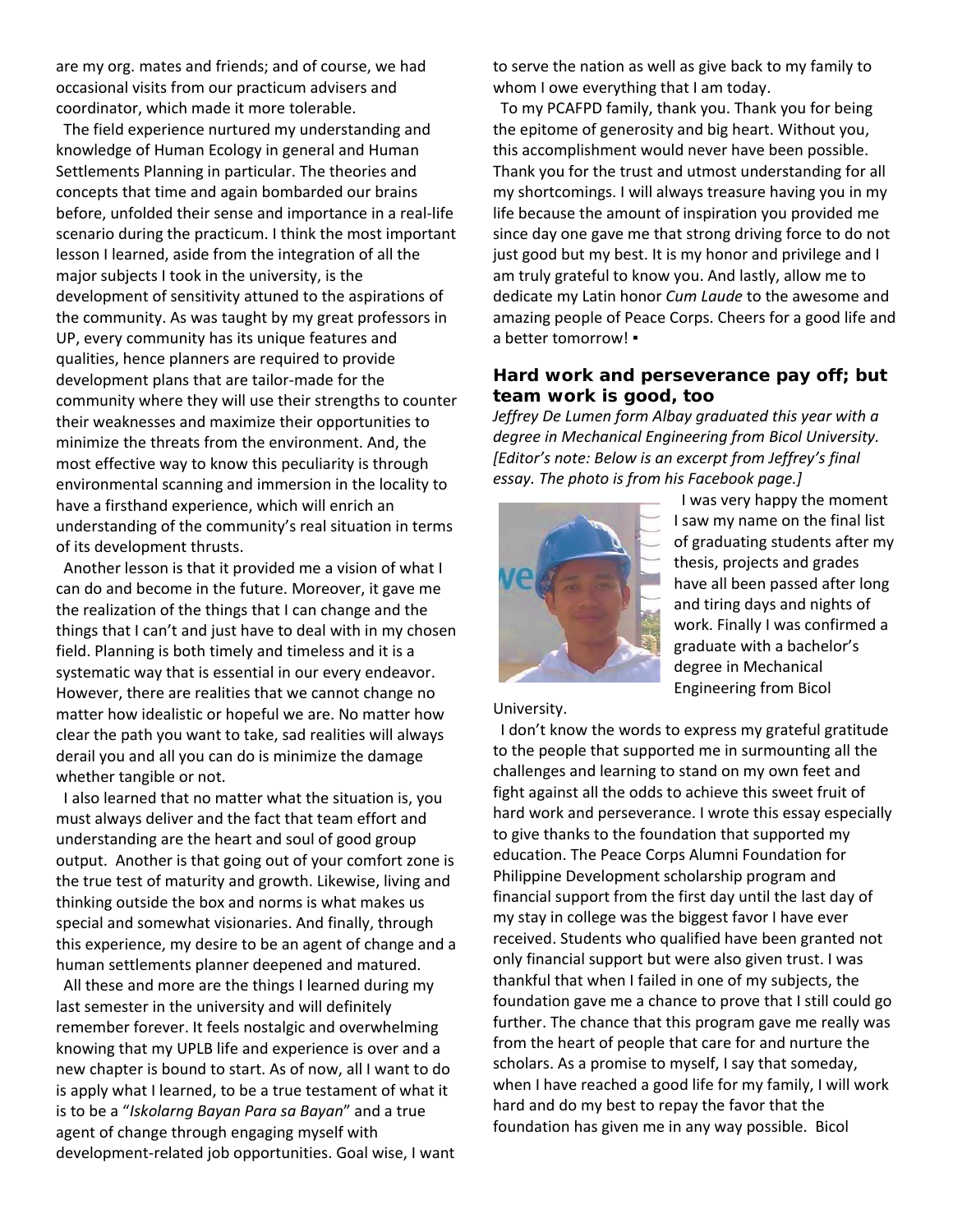are my org. mates and friends; and of course, we had occasional visits from our practicum advisers and coordinator, which made it more tolerable.

The field experience nurtured my understanding and knowledge of Human Ecology in general and Human Settlements Planning in particular. The theories and concepts that time and again bombarded our brains before, unfolded their sense and importance in a real-life scenario during the practicum. I think the most important lesson I learned, aside from the integration of all the major subjects I took in the university, is the development of sensitivity attuned to the aspirations of the community. As was taught by my great professors in UP, every community has its unique features and qualities, hence planners are required to provide development plans that are tailor-made for the community where they will use their strengths to counter their weaknesses and maximize their opportunities to minimize the threats from the environment. And, the most effective way to know this peculiarity is through environmental scanning and immersion in the locality to have a firsthand experience, which will enrich an understanding of the community's real situation in terms of its development thrusts.

Another lesson is that it provided me a vision of what I can do and become in the future. Moreover, it gave me the realization of the things that I can change and the things that I can't and just have to deal with in my chosen field. Planning is both timely and timeless and it is a systematic way that is essential in our every endeavor. However, there are realities that we cannot change no matter how idealistic or hopeful we are. No matter how clear the path you want to take, sad realities will always derail you and all you can do is minimize the damage whether tangible or not.

I also learned that no matter what the situation is, you must always deliver and the fact that team effort and understanding are the heart and soul of good group output. Another is that going out of your comfort zone is the true test of maturity and growth. Likewise, living and thinking outside the box and norms is what makes us special and somewhat visionaries. And finally, through this experience, my desire to be an agent of change and a human settlements planner deepened and matured.

All these and more are the things I learned during my last semester in the university and will definitely remember forever. It feels nostalgic and overwhelming knowing that my UPLB life and experience is over and a new chapter is bound to start. As of now, all I want to do is apply what I learned, to be a true testament of what it is to be a "*Iskolarng Bayan Para sa Bayan*" and a true agent of change through engaging myself with development-related job opportunities. Goal wise, I want to serve the nation as well as give back to my family to whom I owe everything that I am today.

To my PCAFPD family, thank you. Thank you for being the epitome of generosity and big heart. Without you, this accomplishment would never have been possible. Thank you for the trust and utmost understanding for all my shortcomings. I will always treasure having you in my life because the amount of inspiration you provided me since day one gave me that strong driving force to do not just good but my best. It is my honor and privilege and I am truly grateful to know you. And lastly, allow me to dedicate my Latin honor *Cum Laude* to the awesome and amazing people of Peace Corps. Cheers for a good life and a better tomorrow! ▪

### Hard work and perseverance pay off; but team work is good, too

*Jeffrey De Lumen form Albay graduated this year with a degree in Mechanical Engineering from Bicol University. [Editor's note: Below is an excerpt from Jeffrey's final essay. The photo is from his Facebook page.]*

I was very happy the moment I saw my name on the final list of graduating students after my thesis, projects and grades have all been passed after long and tiring days and nights of work. Finally I was confirmed a graduate with a bachelor's degree in Mechanical Engineering from Bicol University.

I don't know the words to express my grateful gratitude to the people that supported me in surmounting all the challenges and learning to stand on my own feet and fight against all the odds to achieve this sweet fruit of hard work and perseverance. I wrote this essay especially to give thanks to the foundation that supported my education. The Peace Corps Alumni Foundation for Philippine Development scholarship program and financial support from the first day until the last day of my stay in college was the biggest favor I have ever received. Students who qualified have been granted not only financial support but were also given trust. I was thankful that when I failed in one of my subjects, the foundation gave me a chance to prove that I still could go further. The chance that this program gave me really was from the heart of people that care for and nurture the scholars. As a promise to myself, I say that someday, when I have reached a good life for my family, I will work hard and do my best to repay the favor that the foundation has given me in any way possible. Bicol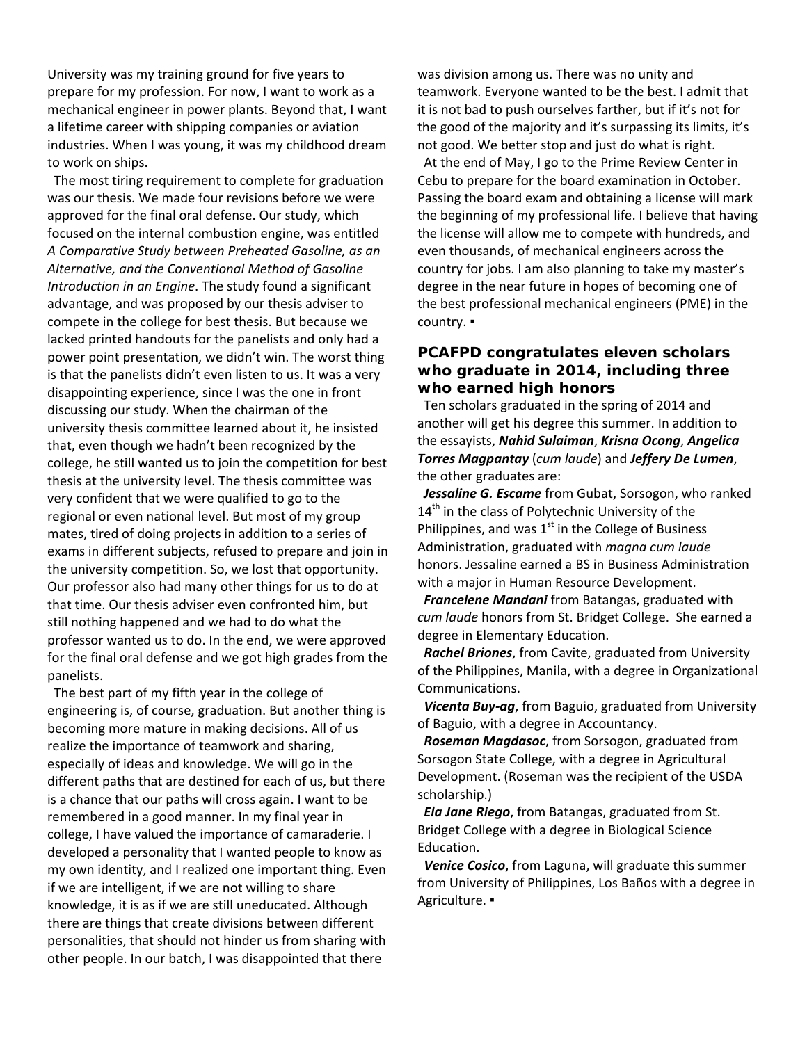University was my training ground for five years to prepare for my profession. For now, I want to work as a mechanical engineer in power plants. Beyond that, I want a lifetime career with shipping companies or aviation industries. When I was young, it was my childhood dream to work on ships.

The most tiring requirement to complete for graduation was our thesis. We made four revisions before we were approved for the final oral defense. Our study, which focused on the internal combustion engine, was entitled *A Comparative Study between Preheated Gasoline, as an Alternative, and the Conventional Method of Gasoline Introduction in an Engine*. The study found a significant advantage, and was proposed by our thesis adviser to compete in the college for best thesis. But because we lacked printed handouts for the panelists and only had a power point presentation, we didn't win. The worst thing is that the panelists didn't even listen to us. It was a very disappointing experience, since I was the one in front discussing our study. When the chairman of the university thesis committee learned about it, he insisted that, even though we hadn't been recognized by the college, he still wanted us to join the competition for best thesis at the university level. The thesis committee was very confident that we were qualified to go to the regional or even national level. But most of my group mates, tired of doing projects in addition to a series of exams in different subjects, refused to prepare and join in the university competition. So, we lost that opportunity. Our professor also had many other things for us to do at that time. Our thesis adviser even confronted him, but still nothing happened and we had to do what the professor wanted us to do. In the end, we were approved for the final oral defense and we got high grades from the panelists.

The best part of my fifth year in the college of engineering is, of course, graduation. But another thing is becoming more mature in making decisions. All of us realize the importance of teamwork and sharing, especially of ideas and knowledge. We will go in the different paths that are destined for each of us, but there is a chance that our paths will cross again. I want to be remembered in a good manner. In my final year in college, I have valued the importance of camaraderie. I developed a personality that I wanted people to know as my own identity, and I realized one important thing. Even if we are intelligent, if we are not willing to share knowledge, it is as if we are still uneducated. Although there are things that create divisions between different personalities, that should not hinder us from sharing with other people. In our batch, I was disappointed that there was division among us. There was no unity and teamwork. Everyone wanted to be the best. I admit that it is not bad to push ourselves farther, but if it's not for the good of the majority and it's surpassing its limits, it's not good. We better stop and just do what is right.

At the end of May, I go to the Prime Review Center in Cebu to prepare for the board examination in October. Passing the board exam and obtaining a license will mark the beginning of my professional life. I believe that having the license will allow me to compete with hundreds, and even thousands, of mechanical engineers across the country for jobs. I am also planning to take my master's degree in the near future in hopes of becoming one of the best professional mechanical engineers (PME) in the country. ▪

## PCAFPD congratulates eleven scholars who graduate in 2014, including three who earned high honors

Ten scholars graduated in the spring of 2014 and another will get his degree this summer. In addition to the essayists, ***Nahid Sulaiman***, ***Krisna Ocong***, ***Angelica Torres Magpantay*** (*cum laude*) and ***Jeffery De Lumen***, the other graduates are:

***Jessaline G. Escame*** from Gubat, Sorsogon, who ranked 14th in the class of Polytechnic University of the Philippines, and was 1st in the College of Business Administration, graduated with *magna cum laude* honors. Jessaline earned a BS in Business Administration with a major in Human Resource Development.

***Francelene Mandani*** from Batangas, graduated with *cum laude* honors from St. Bridget College. She earned a degree in Elementary Education.

***Rachel Briones***, from Cavite, graduated from University of the Philippines, Manila, with a degree in Organizational Communications.

***Vicenta Buy-ag***, from Baguio, graduated from University of Baguio, with a degree in Accountancy.

***Roseman Magdasoc***, from Sorsogon, graduated from Sorsogon State College, with a degree in Agricultural Development. (Roseman was the recipient of the USDA scholarship.)

***Ela Jane Riego***, from Batangas, graduated from St. Bridget College with a degree in Biological Science Education.

***Venice Cosico***, from Laguna, will graduate this summer from University of Philippines, Los Baños with a degree in Agriculture. ▪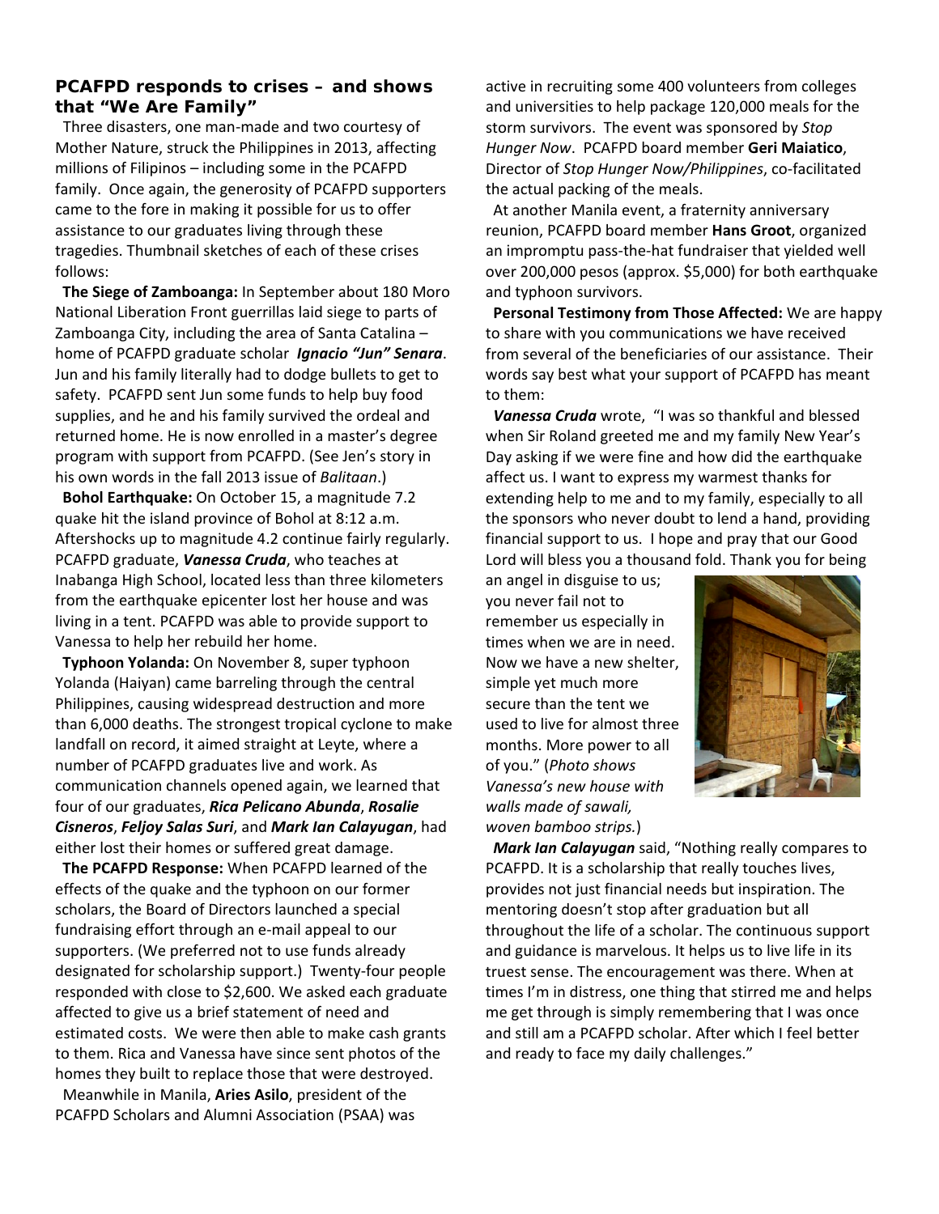## PCAFPD responds to crises – and shows that "We Are Family"

Three disasters, one man-made and two courtesy of Mother Nature, struck the Philippines in 2013, affecting millions of Filipinos – including some in the PCAFPD family. Once again, the generosity of PCAFPD supporters came to the fore in making it possible for us to offer assistance to our graduates living through these tragedies. Thumbnail sketches of each of these crises follows:

**The Siege of Zamboanga:** In September about 180 Moro National Liberation Front guerrillas laid siege to parts of Zamboanga City, including the area of Santa Catalina – home of PCAFPD graduate scholar ***Ignacio "Jun" Senara***. Jun and his family literally had to dodge bullets to get to safety. PCAFPD sent Jun some funds to help buy food supplies, and he and his family survived the ordeal and returned home. He is now enrolled in a master's degree program with support from PCAFPD. (See Jen's story in his own words in the fall 2013 issue of *Balitaan*.)

**Bohol Earthquake:** On October 15, a magnitude 7.2 quake hit the island province of Bohol at 8:12 a.m. Aftershocks up to magnitude 4.2 continue fairly regularly. PCAFPD graduate, ***Vanessa Cruda***, who teaches at Inabanga High School, located less than three kilometers from the earthquake epicenter lost her house and was living in a tent. PCAFPD was able to provide support to Vanessa to help her rebuild her home.

**Typhoon Yolanda:** On November 8, super typhoon Yolanda (Haiyan) came barreling through the central Philippines, causing widespread destruction and more than 6,000 deaths. The strongest tropical cyclone to make landfall on record, it aimed straight at Leyte, where a number of PCAFPD graduates live and work. As communication channels opened again, we learned that four of our graduates, ***Rica Pelicano Abunda***, ***Rosalie Cisneros***, ***Feljoy Salas Suri***, and ***Mark Ian Calayugan***, had either lost their homes or suffered great damage.

**The PCAFPD Response:** When PCAFPD learned of the effects of the quake and the typhoon on our former scholars, the Board of Directors launched a special fundraising effort through an e-mail appeal to our supporters. (We preferred not to use funds already designated for scholarship support.) Twenty-four people responded with close to $2,600. We asked each graduate affected to give us a brief statement of need and estimated costs. We were then able to make cash grants to them. Rica and Vanessa have since sent photos of the homes they built to replace those that were destroyed.

Meanwhile in Manila, **Aries Asilo**, president of the PCAFPD Scholars and Alumni Association (PSAA) was active in recruiting some 400 volunteers from colleges and universities to help package 120,000 meals for the storm survivors. The event was sponsored by *Stop Hunger Now*. PCAFPD board member **Geri Maiatico**, Director of *Stop Hunger Now/Philippines*, co-facilitated the actual packing of the meals.

At another Manila event, a fraternity anniversary reunion, PCAFPD board member **Hans Groot**, organized an impromptu pass-the-hat fundraiser that yielded well over 200,000 pesos (approx. $5,000) for both earthquake and typhoon survivors.

**Personal Testimony from Those Affected:** We are happy to share with you communications we have received from several of the beneficiaries of our assistance. Their words say best what your support of PCAFPD has meant to them:

***Vanessa Cruda*** wrote, "I was so thankful and blessed when Sir Roland greeted me and my family New Year's Day asking if we were fine and how did the earthquake affect us. I want to express my warmest thanks for extending help to me and to my family, especially to all the sponsors who never doubt to lend a hand, providing financial support to us. I hope and pray that our Good Lord will bless you a thousand fold. Thank you for being an angel in disguise to us; you never fail not to remember us especially in times when we are in need. Now we have a new shelter, simple yet much more secure than the tent we used to live for almost three months. More power to all of you." (*Photo shows Vanessa's new house with walls made of sawali, woven bamboo strips.*)

***Mark Ian Calayugan*** said, "Nothing really compares to PCAFPD. It is a scholarship that really touches lives, provides not just financial needs but inspiration. The mentoring doesn't stop after graduation but all throughout the life of a scholar. The continuous support and guidance is marvelous. It helps us to live life in its truest sense. The encouragement was there. When at times I'm in distress, one thing that stirred me and helps me get through is simply remembering that I was once and still am a PCAFPD scholar. After which I feel better and ready to face my daily challenges."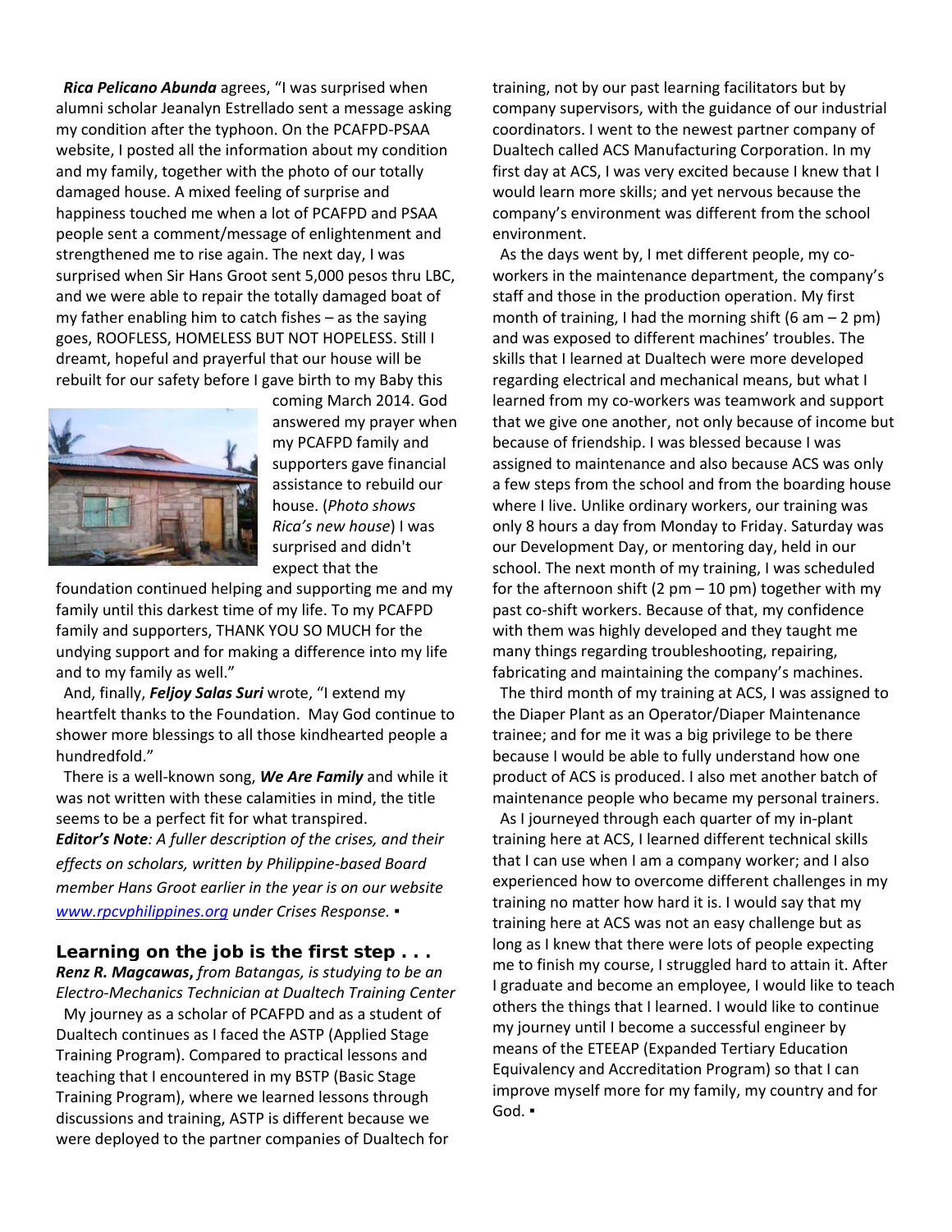***Rica Pelicano Abunda*** agrees, "I was surprised when alumni scholar Jeanalyn Estrellado sent a message asking my condition after the typhoon. On the PCAFPD-PSAA website, I posted all the information about my condition and my family, together with the photo of our totally damaged house. A mixed feeling of surprise and happiness touched me when a lot of PCAFPD and PSAA people sent a comment/message of enlightenment and strengthened me to rise again. The next day, I was surprised when Sir Hans Groot sent 5,000 pesos thru LBC, and we were able to repair the totally damaged boat of my father enabling him to catch fishes – as the saying goes, ROOFLESS, HOMELESS BUT NOT HOPELESS. Still I dreamt, hopeful and prayerful that our house will be rebuilt for our safety before I gave birth to my Baby this coming March 2014. God answered my prayer when my PCAFPD family and supporters gave financial assistance to rebuild our house. (*Photo shows Rica's new house*) I was surprised and didn't expect that the foundation continued helping and supporting me and my family until this darkest time of my life. To my PCAFPD family and supporters, THANK YOU SO MUCH for the undying support and for making a difference into my life and to my family as well."

And, finally, ***Feljoy Salas Suri*** wrote, "I extend my heartfelt thanks to the Foundation. May God continue to shower more blessings to all those kindhearted people a hundredfold."

There is a well-known song, ***We Are Family*** and while it was not written with these calamities in mind, the title seems to be a perfect fit for what transpired.

***Editor's Note****: A fuller description of the crises, and their effects on scholars, written by Philippine-based Board member Hans Groot earlier in the year is on our website [www.rpcvphilippines.org](www.rpcvphilippines.org) under Crises Response.* ▪

## Learning on the job is the first step . . .

***Renz R. Magcawas****, from Batangas, is studying to be an Electro-Mechanics Technician at Dualtech Training Center*

My journey as a scholar of PCAFPD and as a student of Dualtech continues as I faced the ASTP (Applied Stage Training Program). Compared to practical lessons and teaching that I encountered in my BSTP (Basic Stage Training Program), where we learned lessons through discussions and training, ASTP is different because we were deployed to the partner companies of Dualtech for training, not by our past learning facilitators but by company supervisors, with the guidance of our industrial coordinators. I went to the newest partner company of Dualtech called ACS Manufacturing Corporation. In my first day at ACS, I was very excited because I knew that I would learn more skills; and yet nervous because the company's environment was different from the school environment.

As the days went by, I met different people, my co-workers in the maintenance department, the company's staff and those in the production operation. My first month of training, I had the morning shift (6 am – 2 pm) and was exposed to different machines' troubles. The skills that I learned at Dualtech were more developed regarding electrical and mechanical means, but what I learned from my co-workers was teamwork and support that we give one another, not only because of income but because of friendship. I was blessed because I was assigned to maintenance and also because ACS was only a few steps from the school and from the boarding house where I live. Unlike ordinary workers, our training was only 8 hours a day from Monday to Friday. Saturday was our Development Day, or mentoring day, held in our school. The next month of my training, I was scheduled for the afternoon shift (2 pm – 10 pm) together with my past co-shift workers. Because of that, my confidence with them was highly developed and they taught me many things regarding troubleshooting, repairing, fabricating and maintaining the company's machines.

The third month of my training at ACS, I was assigned to the Diaper Plant as an Operator/Diaper Maintenance trainee; and for me it was a big privilege to be there because I would be able to fully understand how one product of ACS is produced. I also met another batch of maintenance people who became my personal trainers.

As I journeyed through each quarter of my in-plant training here at ACS, I learned different technical skills that I can use when I am a company worker; and I also experienced how to overcome different challenges in my training no matter how hard it is. I would say that my training here at ACS was not an easy challenge but as long as I knew that there were lots of people expecting me to finish my course, I struggled hard to attain it. After I graduate and become an employee, I would like to teach others the things that I learned. I would like to continue my journey until I become a successful engineer by means of the ETEEAP (Expanded Tertiary Education Equivalency and Accreditation Program) so that I can improve myself more for my family, my country and for God. ▪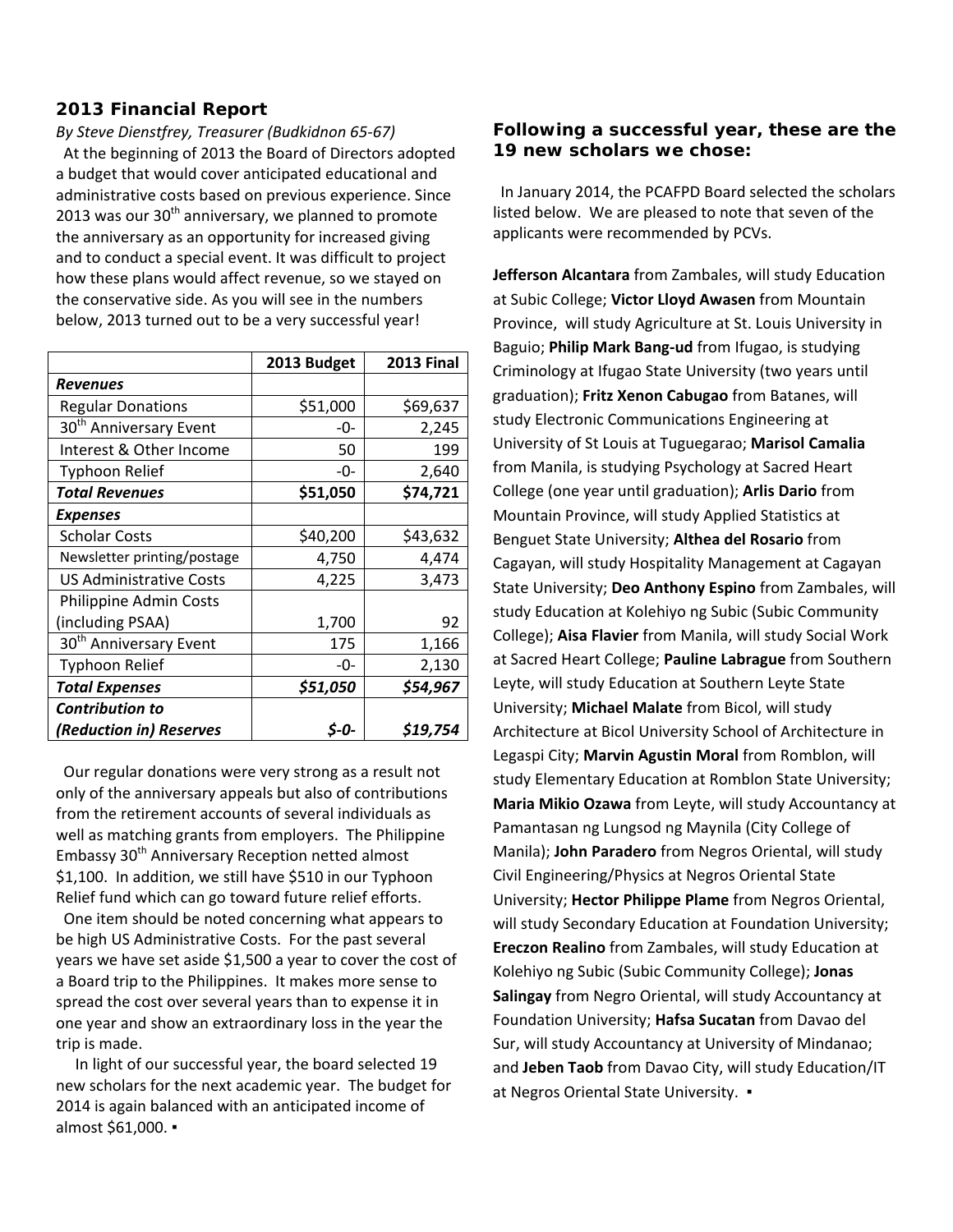## 2013 Financial Report

*By Steve Dienstfrey, Treasurer (Budkidnon 65-67)*

At the beginning of 2013 the Board of Directors adopted a budget that would cover anticipated educational and administrative costs based on previous experience. Since 2013 was our 30th anniversary, we planned to promote the anniversary as an opportunity for increased giving and to conduct a special event. It was difficult to project how these plans would affect revenue, so we stayed on the conservative side. As you will see in the numbers below, 2013 turned out to be a very successful year!

| | 2013 Budget | 2013 Final |
|---|---|---|
| ***Revenues*** | | |
| Regular Donations | $51,000 | $69,637 |
| 30th Anniversary Event | -0- | 2,245 |
| Interest & Other Income | 50 | 199 |
| Typhoon Relief | -0- | 2,640 |
| ***Total Revenues*** | **$51,050** | **$74,721** |
| ***Expenses*** | | |
| Scholar Costs | $40,200 | $43,632 |
| Newsletter printing/postage | 4,750 | 4,474 |
| US Administrative Costs | 4,225 | 3,473 |
| Philippine Admin Costs (including PSAA) | 1,700 | 92 |
| 30th Anniversary Event | 175 | 1,166 |
| Typhoon Relief | -0- | 2,130 |
| ***Total Expenses*** | ***$51,050*** | ***$54,967*** |
| ***Contribution to (Reduction in) Reserves*** | ***$-0-*** | ***$19,754*** |

Our regular donations were very strong as a result not only of the anniversary appeals but also of contributions from the retirement accounts of several individuals as well as matching grants from employers. The Philippine Embassy 30th Anniversary Reception netted almost $1,100. In addition, we still have $510 in our Typhoon Relief fund which can go toward future relief efforts.

One item should be noted concerning what appears to be high US Administrative Costs. For the past several years we have set aside $1,500 a year to cover the cost of a Board trip to the Philippines. It makes more sense to spread the cost over several years than to expense it in one year and show an extraordinary loss in the year the trip is made.

In light of our successful year, the board selected 19 new scholars for the next academic year. The budget for 2014 is again balanced with an anticipated income of almost $61,000. ▪

### Following a successful year, these are the 19 new scholars we chose:

In January 2014, the PCAFPD Board selected the scholars listed below. We are pleased to note that seven of the applicants were recommended by PCVs.

**Jefferson Alcantara** from Zambales, will study Education at Subic College; **Victor Lloyd Awasen** from Mountain Province, will study Agriculture at St. Louis University in Baguio; **Philip Mark Bang-ud** from Ifugao, is studying Criminology at Ifugao State University (two years until graduation); **Fritz Xenon Cabugao** from Batanes, will study Electronic Communications Engineering at University of St Louis at Tuguegarao; **Marisol Camalia** from Manila, is studying Psychology at Sacred Heart College (one year until graduation); **Arlis Dario** from Mountain Province, will study Applied Statistics at Benguet State University; **Althea del Rosario** from Cagayan, will study Hospitality Management at Cagayan State University; **Deo Anthony Espino** from Zambales, will study Education at Kolehiyo ng Subic (Subic Community College); **Aisa Flavier** from Manila, will study Social Work at Sacred Heart College; **Pauline Labrague** from Southern Leyte, will study Education at Southern Leyte State University; **Michael Malate** from Bicol, will study Architecture at Bicol University School of Architecture in Legaspi City; **Marvin Agustin Moral** from Romblon, will study Elementary Education at Romblon State University; **Maria Mikio Ozawa** from Leyte, will study Accountancy at Pamantasan ng Lungsod ng Maynila (City College of Manila); **John Paradero** from Negros Oriental, will study Civil Engineering/Physics at Negros Oriental State University; **Hector Philippe Plame** from Negros Oriental, will study Secondary Education at Foundation University; **Ereczon Realino** from Zambales, will study Education at Kolehiyo ng Subic (Subic Community College); **Jonas Salingay** from Negro Oriental, will study Accountancy at Foundation University; **Hafsa Sucatan** from Davao del Sur, will study Accountancy at University of Mindanao; and **Jeben Taob** from Davao City, will study Education/IT at Negros Oriental State University. ▪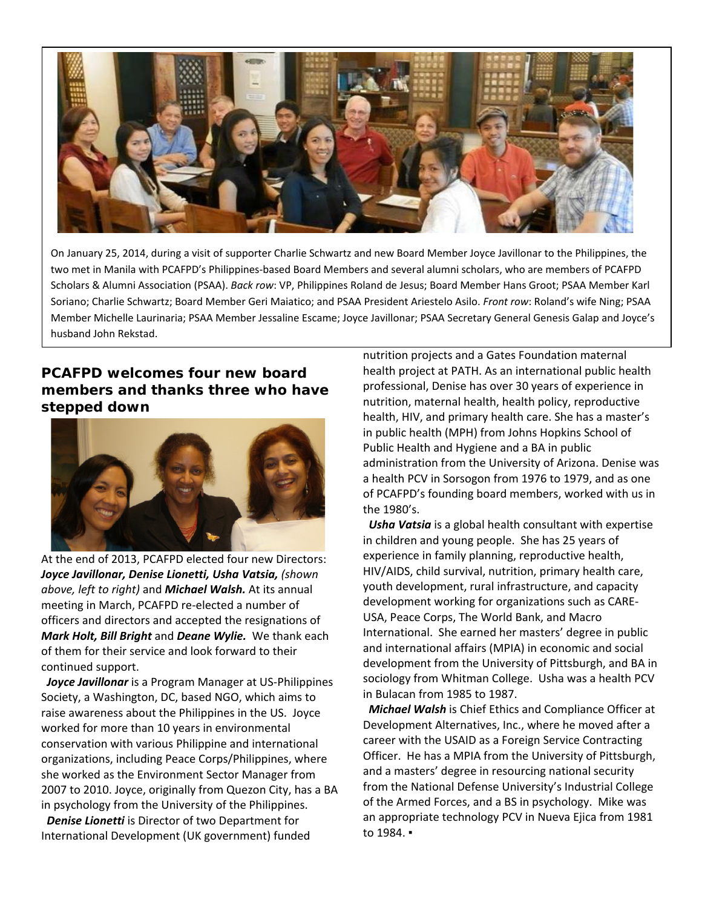On January 25, 2014, during a visit of supporter Charlie Schwartz and new Board Member Joyce Javillonar to the Philippines, the two met in Manila with PCAFPD's Philippines-based Board Members and several alumni scholars, who are members of PCAFPD Scholars & Alumni Association (PSAA). *Back row*: VP, Philippines Roland de Jesus; Board Member Hans Groot; PSAA Member Karl Soriano; Charlie Schwartz; Board Member Geri Maiatico; and PSAA President Ariestelo Asilo. *Front row*: Roland's wife Ning; PSAA Member Michelle Laurinaria; PSAA Member Jessaline Escame; Joyce Javillonar; PSAA Secretary General Genesis Galap and Joyce's husband John Rekstad.

## PCAFPD welcomes four new board members and thanks three who have stepped down

At the end of 2013, PCAFPD elected four new Directors: ***Joyce Javillonar, Denise Lionetti, Usha Vatsia,*** *(shown above, left to right)* and ***Michael Walsh.*** At its annual meeting in March, PCAFPD re-elected a number of officers and directors and accepted the resignations of ***Mark Holt, Bill Bright*** and ***Deane Wylie.*** We thank each of them for their service and look forward to their continued support.

***Joyce Javillonar*** is a Program Manager at US-Philippines Society, a Washington, DC, based NGO, which aims to raise awareness about the Philippines in the US. Joyce worked for more than 10 years in environmental conservation with various Philippine and international organizations, including Peace Corps/Philippines, where she worked as the Environment Sector Manager from 2007 to 2010. Joyce, originally from Quezon City, has a BA in psychology from the University of the Philippines.

***Denise Lionetti*** is Director of two Department for International Development (UK government) funded nutrition projects and a Gates Foundation maternal health project at PATH. As an international public health professional, Denise has over 30 years of experience in nutrition, maternal health, health policy, reproductive health, HIV, and primary health care. She has a master's in public health (MPH) from Johns Hopkins School of Public Health and Hygiene and a BA in public administration from the University of Arizona. Denise was a health PCV in Sorsogon from 1976 to 1979, and as one of PCAFPD's founding board members, worked with us in the 1980's.

***Usha Vatsia*** is a global health consultant with expertise in children and young people. She has 25 years of experience in family planning, reproductive health, HIV/AIDS, child survival, nutrition, primary health care, youth development, rural infrastructure, and capacity development working for organizations such as CARE-USA, Peace Corps, The World Bank, and Macro International. She earned her masters' degree in public and international affairs (MPIA) in economic and social development from the University of Pittsburgh, and BA in sociology from Whitman College. Usha was a health PCV in Bulacan from 1985 to 1987.

***Michael Walsh*** is Chief Ethics and Compliance Officer at Development Alternatives, Inc., where he moved after a career with the USAID as a Foreign Service Contracting Officer. He has a MPIA from the University of Pittsburgh, and a masters' degree in resourcing national security from the National Defense University's Industrial College of the Armed Forces, and a BS in psychology. Mike was an appropriate technology PCV in Nueva Ejica from 1981 to 1984. ▪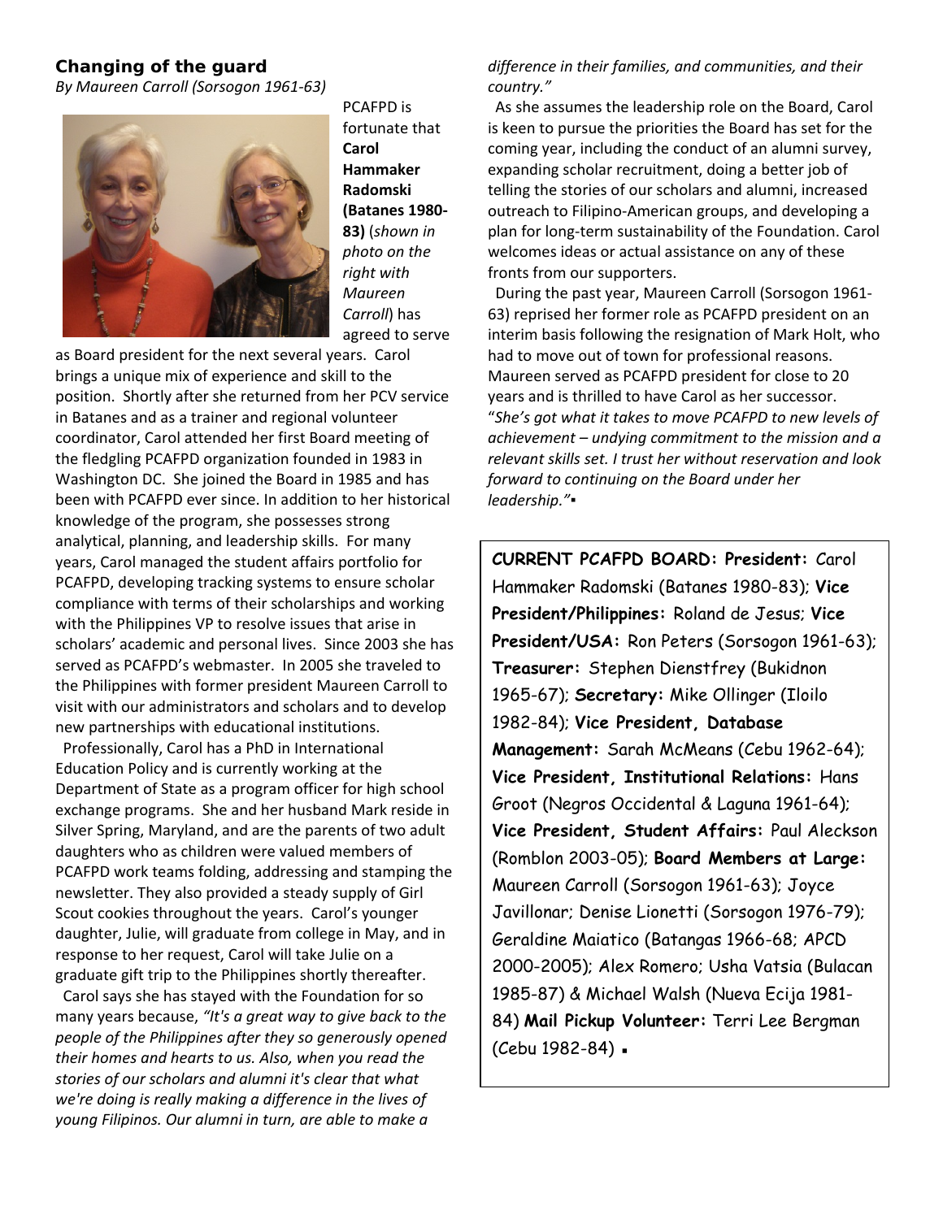## Changing of the guard

*By Maureen Carroll (Sorsogon 1961-63)*

PCAFPD is fortunate that **Carol Hammaker Radomski (Batanes 1980-83)** (*shown in photo on the right with Maureen Carroll*) has agreed to serve as Board president for the next several years. Carol brings a unique mix of experience and skill to the position. Shortly after she returned from her PCV service in Batanes and as a trainer and regional volunteer coordinator, Carol attended her first Board meeting of the fledgling PCAFPD organization founded in 1983 in Washington DC. She joined the Board in 1985 and has been with PCAFPD ever since. In addition to her historical knowledge of the program, she possesses strong analytical, planning, and leadership skills. For many years, Carol managed the student affairs portfolio for PCAFPD, developing tracking systems to ensure scholar compliance with terms of their scholarships and working with the Philippines VP to resolve issues that arise in scholars' academic and personal lives. Since 2003 she has served as PCAFPD's webmaster. In 2005 she traveled to the Philippines with former president Maureen Carroll to visit with our administrators and scholars and to develop new partnerships with educational institutions.

Professionally, Carol has a PhD in International Education Policy and is currently working at the Department of State as a program officer for high school exchange programs. She and her husband Mark reside in Silver Spring, Maryland, and are the parents of two adult daughters who as children were valued members of PCAFPD work teams folding, addressing and stamping the newsletter. They also provided a steady supply of Girl Scout cookies throughout the years. Carol's younger daughter, Julie, will graduate from college in May, and in response to her request, Carol will take Julie on a graduate gift trip to the Philippines shortly thereafter.

Carol says she has stayed with the Foundation for so many years because, *"It's a great way to give back to the people of the Philippines after they so generously opened their homes and hearts to us. Also, when you read the stories of our scholars and alumni it's clear that what we're doing is really making a difference in the lives of young Filipinos. Our alumni in turn, are able to make a difference in their families, and communities, and their country."*

As she assumes the leadership role on the Board, Carol is keen to pursue the priorities the Board has set for the coming year, including the conduct of an alumni survey, expanding scholar recruitment, doing a better job of telling the stories of our scholars and alumni, increased outreach to Filipino-American groups, and developing a plan for long-term sustainability of the Foundation. Carol welcomes ideas or actual assistance on any of these fronts from our supporters.

During the past year, Maureen Carroll (Sorsogon 1961-63) reprised her former role as PCAFPD president on an interim basis following the resignation of Mark Holt, who had to move out of town for professional reasons. Maureen served as PCAFPD president for close to 20 years and is thrilled to have Carol as her successor. "*She's got what it takes to move PCAFPD to new levels of achievement – undying commitment to the mission and a relevant skills set. I trust her without reservation and look forward to continuing on the Board under her leadership.*"▪

**CURRENT PCAFPD BOARD: President:** Carol Hammaker Radomski (Batanes 1980-83); **Vice President/Philippines:** Roland de Jesus; **Vice President/USA:** Ron Peters (Sorsogon 1961-63); **Treasurer:** Stephen Dienstfrey (Bukidnon 1965-67); **Secretary:** Mike Ollinger (Iloilo 1982-84); **Vice President, Database Management:** Sarah McMeans (Cebu 1962-64); **Vice President, Institutional Relations:** Hans Groot (Negros Occidental & Laguna 1961-64); **Vice President, Student Affairs:** Paul Aleckson (Romblon 2003-05); **Board Members at Large:** Maureen Carroll (Sorsogon 1961-63); Joyce Javillonar; Denise Lionetti (Sorsogon 1976-79); Geraldine Maiatico (Batangas 1966-68; APCD 2000-2005); Alex Romero; Usha Vatsia (Bulacan 1985-87) & Michael Walsh (Nueva Ecija 1981-84) **Mail Pickup Volunteer:** Terri Lee Bergman (Cebu 1982-84) ▪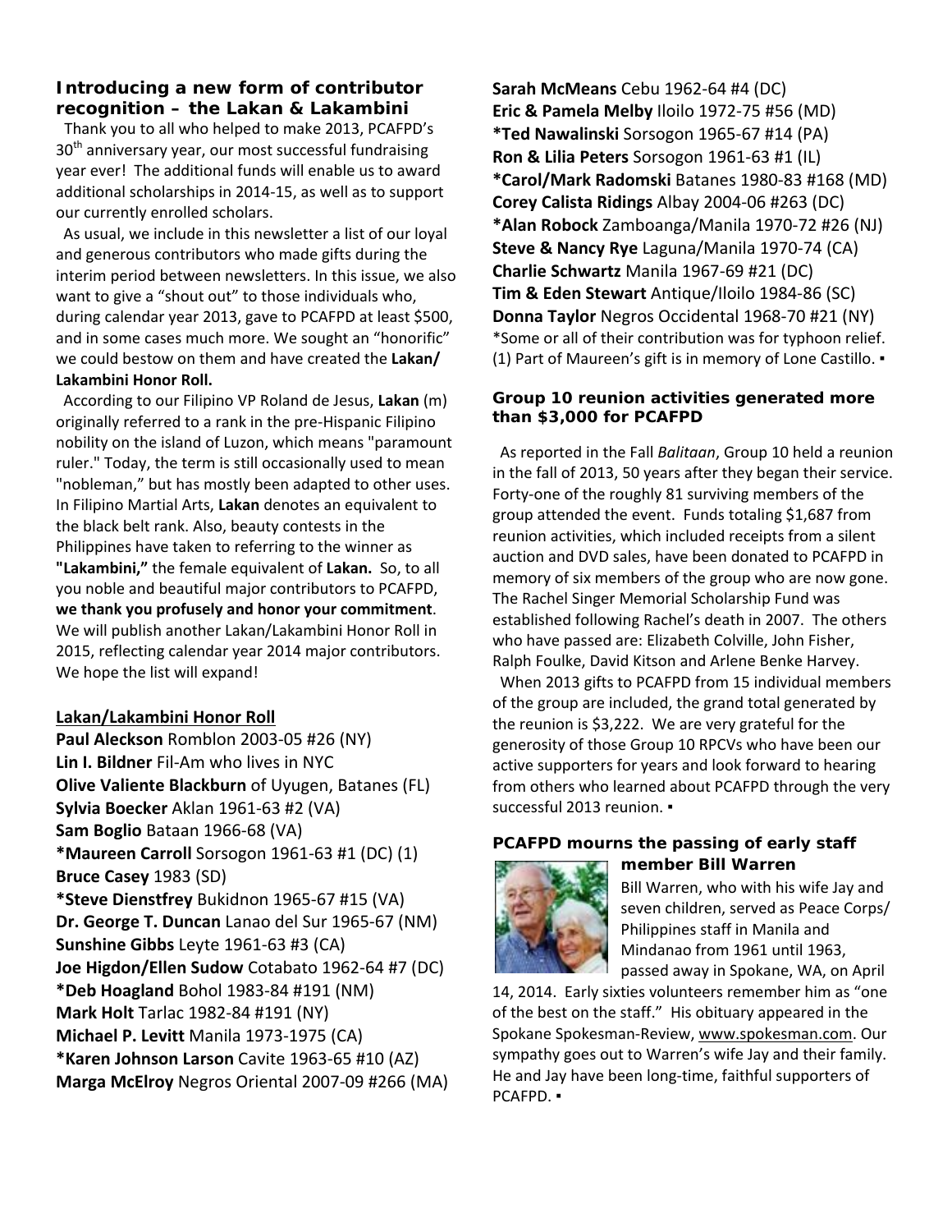### Introducing a new form of contributor recognition – the Lakan & Lakambini

Thank you to all who helped to make 2013, PCAFPD's 30th anniversary year, our most successful fundraising year ever! The additional funds will enable us to award additional scholarships in 2014-15, as well as to support our currently enrolled scholars.

As usual, we include in this newsletter a list of our loyal and generous contributors who made gifts during the interim period between newsletters. In this issue, we also want to give a "shout out" to those individuals who, during calendar year 2013, gave to PCAFPD at least $500, and in some cases much more. We sought an "honorific" we could bestow on them and have created the **Lakan/ Lakambini Honor Roll.**

According to our Filipino VP Roland de Jesus, **Lakan** (m) originally referred to a rank in the pre-Hispanic Filipino nobility on the island of Luzon, which means "paramount ruler." Today, the term is still occasionally used to mean "nobleman," but has mostly been adapted to other uses. In Filipino Martial Arts, **Lakan** denotes an equivalent to the black belt rank. Also, beauty contests in the Philippines have taken to referring to the winner as **"Lakambini,"** the female equivalent of **Lakan.** So, to all you noble and beautiful major contributors to PCAFPD, **we thank you profusely and honor your commitment**. We will publish another Lakan/Lakambini Honor Roll in 2015, reflecting calendar year 2014 major contributors. We hope the list will expand!

**Lakan/Lakambini Honor Roll**

**Paul Aleckson** Romblon 2003-05 #26 (NY)
**Lin I. Bildner** Fil-Am who lives in NYC
**Olive Valiente Blackburn** of Uyugen, Batanes (FL)
**Sylvia Boecker** Aklan 1961-63 #2 (VA)
**Sam Boglio** Bataan 1966-68 (VA)
***Maureen Carroll** Sorsogon 1961-63 #1 (DC) (1)
**Bruce Casey** 1983 (SD)
***Steve Dienstfrey** Bukidnon 1965-67 #15 (VA)
**Dr. George T. Duncan** Lanao del Sur 1965-67 (NM)
**Sunshine Gibbs** Leyte 1961-63 #3 (CA)
**Joe Higdon/Ellen Sudow** Cotabato 1962-64 #7 (DC)
***Deb Hoagland** Bohol 1983-84 #191 (NM)
**Mark Holt** Tarlac 1982-84 #191 (NY)
**Michael P. Levitt** Manila 1973-1975 (CA)
***Karen Johnson Larson** Cavite 1963-65 #10 (AZ)
**Marga McElroy** Negros Oriental 2007-09 #266 (MA)
**Sarah McMeans** Cebu 1962-64 #4 (DC)
**Eric & Pamela Melby** Iloilo 1972-75 #56 (MD)
***Ted Nawalinski** Sorsogon 1965-67 #14 (PA)
**Ron & Lilia Peters** Sorsogon 1961-63 #1 (IL)
***Carol/Mark Radomski** Batanes 1980-83 #168 (MD)
**Corey Calista Ridings** Albay 2004-06 #263 (DC)
***Alan Robock** Zamboanga/Manila 1970-72 #26 (NJ)
**Steve & Nancy Rye** Laguna/Manila 1970-74 (CA)
**Charlie Schwartz** Manila 1967-69 #21 (DC)
**Tim & Eden Stewart** Antique/Iloilo 1984-86 (SC)
**Donna Taylor** Negros Occidental 1968-70 #21 (NY)

*Some or all of their contribution was for typhoon relief.
(1) Part of Maureen's gift is in memory of Lone Castillo. ▪

### Group 10 reunion activities generated more than $3,000 for PCAFPD

As reported in the Fall *Balitaan*, Group 10 held a reunion in the fall of 2013, 50 years after they began their service. Forty-one of the roughly 81 surviving members of the group attended the event. Funds totaling $1,687 from reunion activities, which included receipts from a silent auction and DVD sales, have been donated to PCAFPD in memory of six members of the group who are now gone. The Rachel Singer Memorial Scholarship Fund was established following Rachel's death in 2007. The others who have passed are: Elizabeth Colville, John Fisher, Ralph Foulke, David Kitson and Arlene Benke Harvey.

When 2013 gifts to PCAFPD from 15 individual members of the group are included, the grand total generated by the reunion is $3,222. We are very grateful for the generosity of those Group 10 RPCVs who have been our active supporters for years and look forward to hearing from others who learned about PCAFPD through the very successful 2013 reunion. ▪

### PCAFPD mourns the passing of early staff member Bill Warren

Bill Warren, who with his wife Jay and seven children, served as Peace Corps/ Philippines staff in Manila and Mindanao from 1961 until 1963, passed away in Spokane, WA, on April 14, 2014. Early sixties volunteers remember him as "one of the best on the staff." His obituary appeared in the Spokane Spokesman-Review, www.spokesman.com. Our sympathy goes out to Warren's wife Jay and their family. He and Jay have been long-time, faithful supporters of PCAFPD. ▪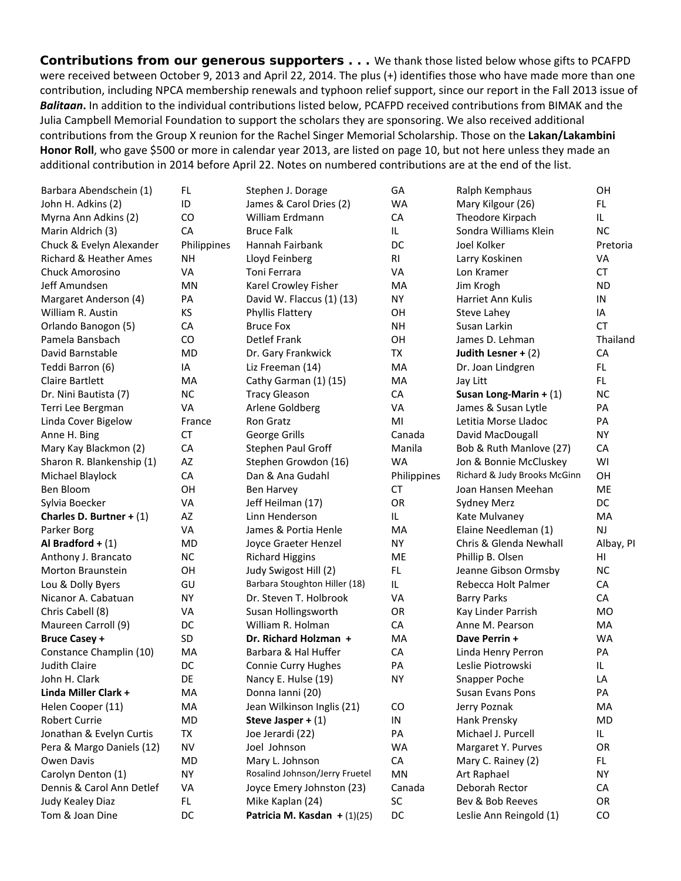**Contributions from our generous supporters . . .** We thank those listed below whose gifts to PCAFPD were received between October 9, 2013 and April 22, 2014. The plus (+) identifies those who have made more than one contribution, including NPCA membership renewals and typhoon relief support, since our report in the Fall 2013 issue of ***Balitaan***. In addition to the individual contributions listed below, PCAFPD received contributions from BIMAK and the Julia Campbell Memorial Foundation to support the scholars they are sponsoring. We also received additional contributions from the Group X reunion for the Rachel Singer Memorial Scholarship. Those on the **Lakan/Lakambini Honor Roll**, who gave $500 or more in calendar year 2013, are listed on page 10, but not here unless they made an additional contribution in 2014 before April 22. Notes on numbered contributions are at the end of the list.

| Name | Location |
|---|---|
| Barbara Abendschein (1) | FL |
| John H. Adkins (2) | ID |
| Myrna Ann Adkins (2) | CO |
| Marin Aldrich (3) | CA |
| Chuck & Evelyn Alexander | Philippines |
| Richard & Heather Ames | NH |
| Chuck Amorosino | VA |
| Jeff Amundsen | MN |
| Margaret Anderson (4) | PA |
| William R. Austin | KS |
| Orlando Banogon (5) | CA |
| Pamela Bansbach | CO |
| David Barnstable | MD |
| Teddi Barron (6) | IA |
| Claire Bartlett | MA |
| Dr. Nini Bautista (7) | NC |
| Terri Lee Bergman | VA |
| Linda Cover Bigelow | France |
| Anne H. Bing | CT |
| Mary Kay Blackmon (2) | CA |
| Sharon R. Blankenship (1) | AZ |
| Michael Blaylock | CA |
| Ben Bloom | OH |
| Sylvia Boecker | VA |
| **Charles D. Burtner +** (1) | AZ |
| Parker Borg | VA |
| **Al Bradford +** (1) | MD |
| Anthony J. Brancato | NC |
| Morton Braunstein | OH |
| Lou & Dolly Byers | GU |
| Nicanor A. Cabatuan | NY |
| Chris Cabell (8) | VA |
| Maureen Carroll (9) | DC |
| **Bruce Casey +** | SD |
| Constance Champlin (10) | MA |
| Judith Claire | DC |
| John H. Clark | DE |
| **Linda Miller Clark +** | MA |
| Helen Cooper (11) | MA |
| Robert Currie | MD |
| Jonathan & Evelyn Curtis | TX |
| Pera & Margo Daniels (12) | NV |
| Owen Davis | MD |
| Carolyn Denton (1) | NY |
| Dennis & Carol Ann Detlef | VA |
| Judy Kealey Diaz | FL |
| Tom & Joan Dine | DC |
| Stephen J. Dorage | GA |
| James & Carol Dries (2) | WA |
| William Erdmann | CA |
| Bruce Falk | IL |
| Hannah Fairbank | DC |
| Lloyd Feinberg | RI |
| Toni Ferrara | VA |
| Karel Crowley Fisher | MA |
| David W. Flaccus (1) (13) | NY |
| Phyllis Flattery | OH |
| Bruce Fox | NH |
| Detlef Frank | OH |
| Dr. Gary Frankwick | TX |
| Liz Freeman (14) | MA |
| Cathy Garman (1) (15) | MA |
| Tracy Gleason | CA |
| Arlene Goldberg | VA |
| Ron Gratz | MI |
| George Grills | Canada |
| Stephen Paul Groff | Manila |
| Stephen Growdon (16) | WA |
| Dan & Ana Gudahl | Philippines |
| Ben Harvey | CT |
| Jeff Heilman (17) | OR |
| Linn Henderson | IL |
| James & Portia Henle | MA |
| Joyce Graeter Henzel | NY |
| Richard Higgins | ME |
| Judy Swigost Hill (2) | FL |
| Barbara Stoughton Hiller (18) | IL |
| Dr. Steven T. Holbrook | VA |
| Susan Hollingsworth | OR |
| William R. Holman | CA |
| **Dr. Richard Holzman +** | MA |
| Barbara & Hal Huffer | CA |
| Connie Curry Hughes | PA |
| Nancy E. Hulse (19) | NY |
| Donna Ianni (20) | |
| Jean Wilkinson Inglis (21) | CO |
| **Steve Jasper +** (1) | IN |
| Joe Jerardi (22) | PA |
| Joel Johnson | WA |
| Mary L. Johnson | CA |
| Rosalind Johnson/Jerry Fruetel | MN |
| Joyce Emery Johnston (23) | Canada |
| Mike Kaplan (24) | SC |
| **Patricia M. Kasdan +** (1)(25) | DC |
| Ralph Kemphaus | OH |
| Mary Kilgour (26) | FL |
| Theodore Kirpach | IL |
| Sondra Williams Klein | NC |
| Joel Kolker | Pretoria |
| Larry Koskinen | VA |
| Lon Kramer | CT |
| Jim Krogh | ND |
| Harriet Ann Kulis | IN |
| Steve Lahey | IA |
| Susan Larkin | CT |
| James D. Lehman | Thailand |
| **Judith Lesner +** (2) | CA |
| Dr. Joan Lindgren | FL |
| Jay Litt | FL |
| **Susan Long-Marin +** (1) | NC |
| James & Susan Lytle | PA |
| Letitia Morse Lladoc | PA |
| David MacDougall | NY |
| Bob & Ruth Manlove (27) | CA |
| Jon & Bonnie McCluskey | WI |
| Richard & Judy Brooks McGinn | OH |
| Joan Hansen Meehan | ME |
| Sydney Merz | DC |
| Kate Mulvaney | MA |
| Elaine Needleman (1) | NJ |
| Chris & Glenda Newhall | Albay, PI |
| Phillip B. Olsen | HI |
| Jeanne Gibson Ormsby | NC |
| Rebecca Holt Palmer | CA |
| Barry Parks | CA |
| Kay Linder Parrish | MO |
| Anne M. Pearson | MA |
| **Dave Perrin +** | WA |
| Linda Henry Perron | PA |
| Leslie Piotrowski | IL |
| Snapper Poche | LA |
| Susan Evans Pons | PA |
| Jerry Poznak | MA |
| Hank Prensky | MD |
| Michael J. Purcell | IL |
| Margaret Y. Purves | OR |
| Mary C. Rainey (2) | FL |
| Art Raphael | NY |
| Deborah Rector | CA |
| Bev & Bob Reeves | OR |
| Leslie Ann Reingold (1) | CO |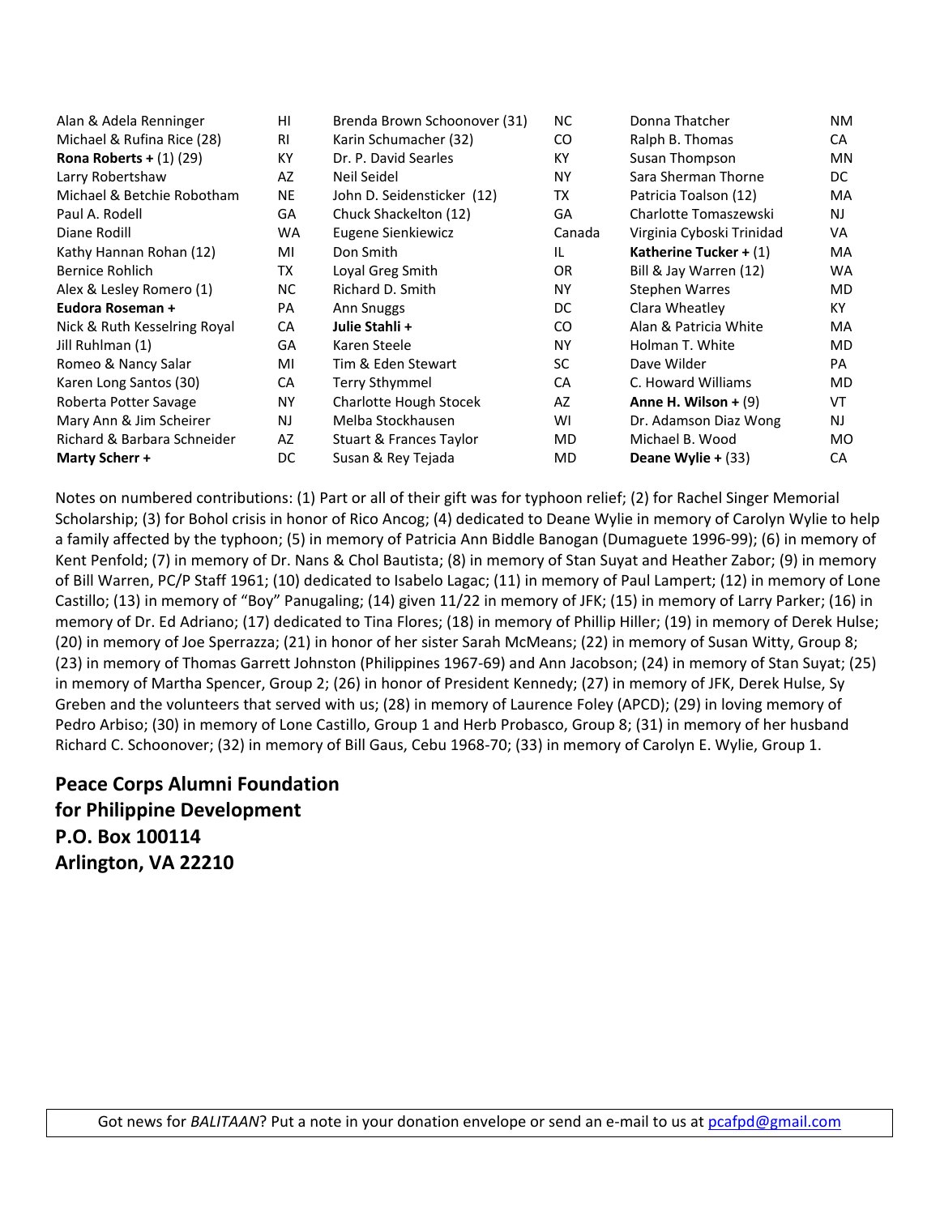| | | | | | |
|---|---|---|---|---|---|
| Alan & Adela Renninger | HI | Brenda Brown Schoonover (31) | NC | Donna Thatcher | NM |
| Michael & Rufina Rice (28) | RI | Karin Schumacher (32) | CO | Ralph B. Thomas | CA |
| **Rona Roberts +** (1) (29) | KY | Dr. P. David Searles | KY | Susan Thompson | MN |
| Larry Robertshaw | AZ | Neil Seidel | NY | Sara Sherman Thorne | DC |
| Michael & Betchie Robotham | NE | John D. Seidensticker (12) | TX | Patricia Toalson (12) | MA |
| Paul A. Rodell | GA | Chuck Shackelton (12) | GA | Charlotte Tomaszewski | NJ |
| Diane Rodill | WA | Eugene Sienkiewicz | Canada | Virginia Cyboski Trinidad | VA |
| Kathy Hannan Rohan (12) | MI | Don Smith | IL | **Katherine Tucker +** (1) | MA |
| Bernice Rohlich | TX | Loyal Greg Smith | OR | Bill & Jay Warren (12) | WA |
| Alex & Lesley Romero (1) | NC | Richard D. Smith | NY | Stephen Warres | MD |
| **Eudora Roseman +** | PA | Ann Snuggs | DC | Clara Wheatley | KY |
| Nick & Ruth Kesselring Royal | CA | **Julie Stahli +** | CO | Alan & Patricia White | MA |
| Jill Ruhlman (1) | GA | Karen Steele | NY | Holman T. White | MD |
| Romeo & Nancy Salar | MI | Tim & Eden Stewart | SC | Dave Wilder | PA |
| Karen Long Santos (30) | CA | Terry Sthymmel | CA | C. Howard Williams | MD |
| Roberta Potter Savage | NY | Charlotte Hough Stocek | AZ | **Anne H. Wilson +** (9) | VT |
| Mary Ann & Jim Scheirer | NJ | Melba Stockhausen | WI | Dr. Adamson Diaz Wong | NJ |
| Richard & Barbara Schneider | AZ | Stuart & Frances Taylor | MD | Michael B. Wood | MO |
| **Marty Scherr +** | DC | Susan & Rey Tejada | MD | **Deane Wylie +** (33) | CA |

Notes on numbered contributions: (1) Part or all of their gift was for typhoon relief; (2) for Rachel Singer Memorial Scholarship; (3) for Bohol crisis in honor of Rico Ancog; (4) dedicated to Deane Wylie in memory of Carolyn Wylie to help a family affected by the typhoon; (5) in memory of Patricia Ann Biddle Banogan (Dumaguete 1996-99); (6) in memory of Kent Penfold; (7) in memory of Dr. Nans & Chol Bautista; (8) in memory of Stan Suyat and Heather Zabor; (9) in memory of Bill Warren, PC/P Staff 1961; (10) dedicated to Isabelo Lagac; (11) in memory of Paul Lampert; (12) in memory of Lone Castillo; (13) in memory of "Boy" Panugaling; (14) given 11/22 in memory of JFK; (15) in memory of Larry Parker; (16) in memory of Dr. Ed Adriano; (17) dedicated to Tina Flores; (18) in memory of Phillip Hiller; (19) in memory of Derek Hulse; (20) in memory of Joe Sperrazza; (21) in honor of her sister Sarah McMeans; (22) in memory of Susan Witty, Group 8; (23) in memory of Thomas Garrett Johnston (Philippines 1967-69) and Ann Jacobson; (24) in memory of Stan Suyat; (25) in memory of Martha Spencer, Group 2; (26) in honor of President Kennedy; (27) in memory of JFK, Derek Hulse, Sy Greben and the volunteers that served with us; (28) in memory of Laurence Foley (APCD); (29) in loving memory of Pedro Arbiso; (30) in memory of Lone Castillo, Group 1 and Herb Probasco, Group 8; (31) in memory of her husband Richard C. Schoonover; (32) in memory of Bill Gaus, Cebu 1968-70; (33) in memory of Carolyn E. Wylie, Group 1.

**Peace Corps Alumni Foundation**
**for Philippine Development**
**P.O. Box 100114**
**Arlington, VA 22210**

Got news for *BALITAAN*? Put a note in your donation envelope or send an e-mail to us at pcafpd@gmail.com